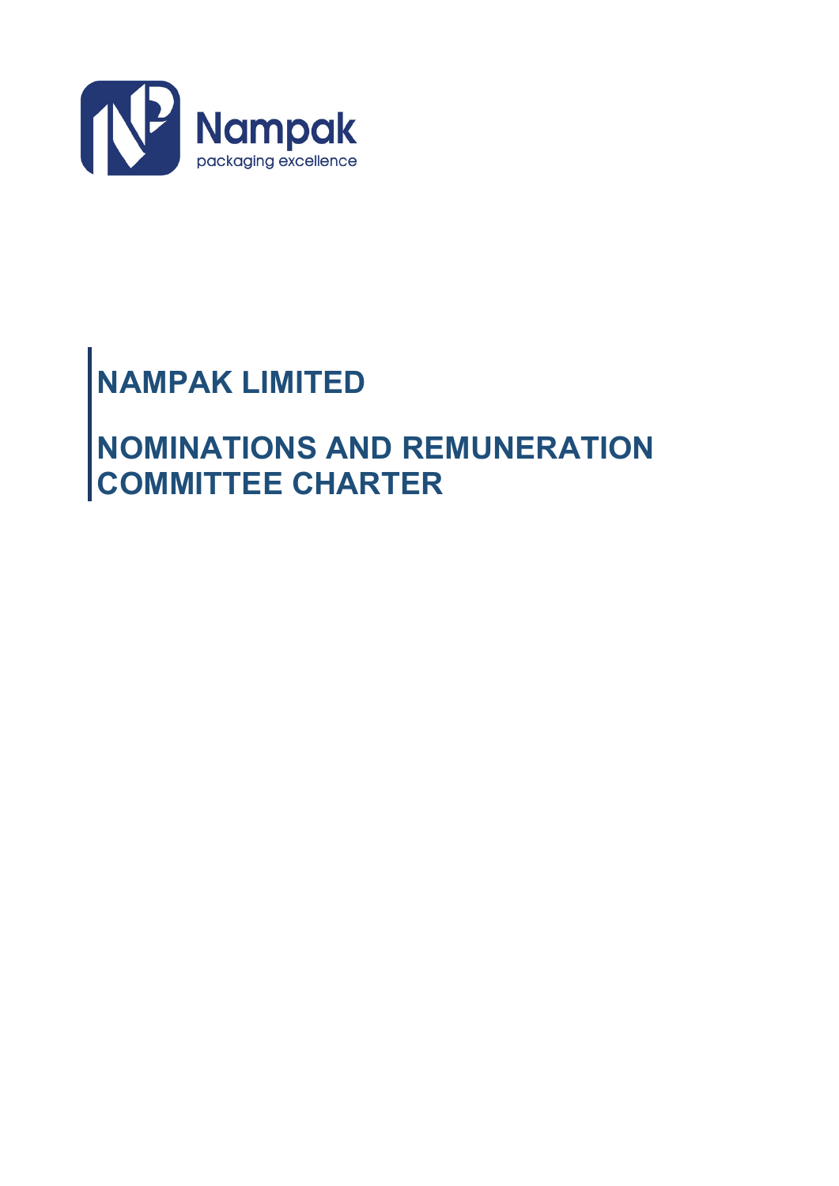Nampak
packaging excellence

# NAMPAK LIMITED

# NOMINATIONS AND REMUNERATION COMMITTEE CHARTER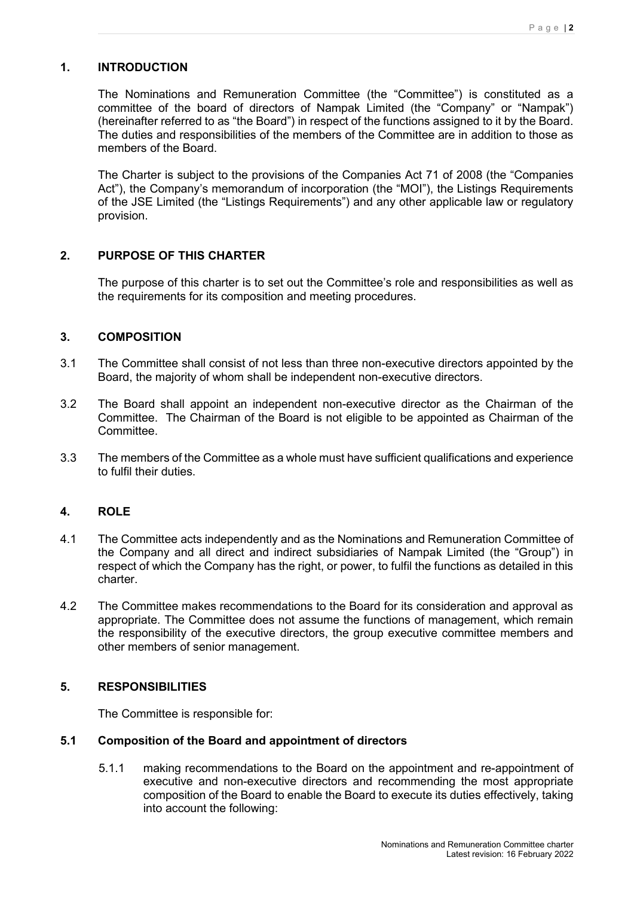## 1. INTRODUCTION

The Nominations and Remuneration Committee (the "Committee") is constituted as a committee of the board of directors of Nampak Limited (the "Company" or "Nampak") (hereinafter referred to as "the Board") in respect of the functions assigned to it by the Board. The duties and responsibilities of the members of the Committee are in addition to those as members of the Board.

The Charter is subject to the provisions of the Companies Act 71 of 2008 (the "Companies Act"), the Company's memorandum of incorporation (the "MOI"), the Listings Requirements of the JSE Limited (the "Listings Requirements") and any other applicable law or regulatory provision.

## 2. PURPOSE OF THIS CHARTER

The purpose of this charter is to set out the Committee's role and responsibilities as well as the requirements for its composition and meeting procedures.

## 3. COMPOSITION

3.1 The Committee shall consist of not less than three non-executive directors appointed by the Board, the majority of whom shall be independent non-executive directors.

3.2 The Board shall appoint an independent non-executive director as the Chairman of the Committee. The Chairman of the Board is not eligible to be appointed as Chairman of the Committee.

3.3 The members of the Committee as a whole must have sufficient qualifications and experience to fulfil their duties.

## 4. ROLE

4.1 The Committee acts independently and as the Nominations and Remuneration Committee of the Company and all direct and indirect subsidiaries of Nampak Limited (the "Group") in respect of which the Company has the right, or power, to fulfil the functions as detailed in this charter.

4.2 The Committee makes recommendations to the Board for its consideration and approval as appropriate. The Committee does not assume the functions of management, which remain the responsibility of the executive directors, the group executive committee members and other members of senior management.

## 5. RESPONSIBILITIES

The Committee is responsible for:

### 5.1 Composition of the Board and appointment of directors

5.1.1 making recommendations to the Board on the appointment and re-appointment of executive and non-executive directors and recommending the most appropriate composition of the Board to enable the Board to execute its duties effectively, taking into account the following: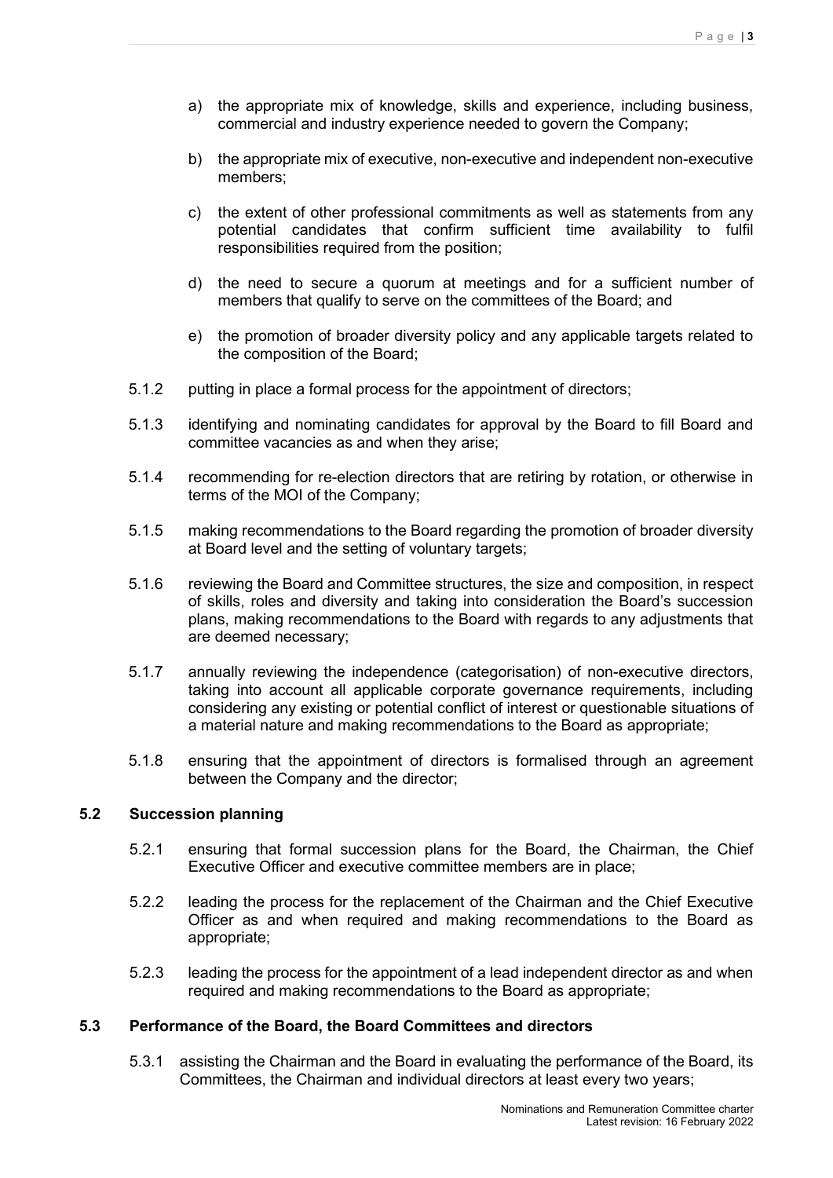a) the appropriate mix of knowledge, skills and experience, including business, commercial and industry experience needed to govern the Company;

b) the appropriate mix of executive, non-executive and independent non-executive members;

c) the extent of other professional commitments as well as statements from any potential candidates that confirm sufficient time availability to fulfil responsibilities required from the position;

d) the need to secure a quorum at meetings and for a sufficient number of members that qualify to serve on the committees of the Board; and

e) the promotion of broader diversity policy and any applicable targets related to the composition of the Board;

5.1.2 putting in place a formal process for the appointment of directors;

5.1.3 identifying and nominating candidates for approval by the Board to fill Board and committee vacancies as and when they arise;

5.1.4 recommending for re-election directors that are retiring by rotation, or otherwise in terms of the MOI of the Company;

5.1.5 making recommendations to the Board regarding the promotion of broader diversity at Board level and the setting of voluntary targets;

5.1.6 reviewing the Board and Committee structures, the size and composition, in respect of skills, roles and diversity and taking into consideration the Board's succession plans, making recommendations to the Board with regards to any adjustments that are deemed necessary;

5.1.7 annually reviewing the independence (categorisation) of non-executive directors, taking into account all applicable corporate governance requirements, including considering any existing or potential conflict of interest or questionable situations of a material nature and making recommendations to the Board as appropriate;

5.1.8 ensuring that the appointment of directors is formalised through an agreement between the Company and the director;

### 5.2 Succession planning

5.2.1 ensuring that formal succession plans for the Board, the Chairman, the Chief Executive Officer and executive committee members are in place;

5.2.2 leading the process for the replacement of the Chairman and the Chief Executive Officer as and when required and making recommendations to the Board as appropriate;

5.2.3 leading the process for the appointment of a lead independent director as and when required and making recommendations to the Board as appropriate;

### 5.3 Performance of the Board, the Board Committees and directors

5.3.1 assisting the Chairman and the Board in evaluating the performance of the Board, its Committees, the Chairman and individual directors at least every two years;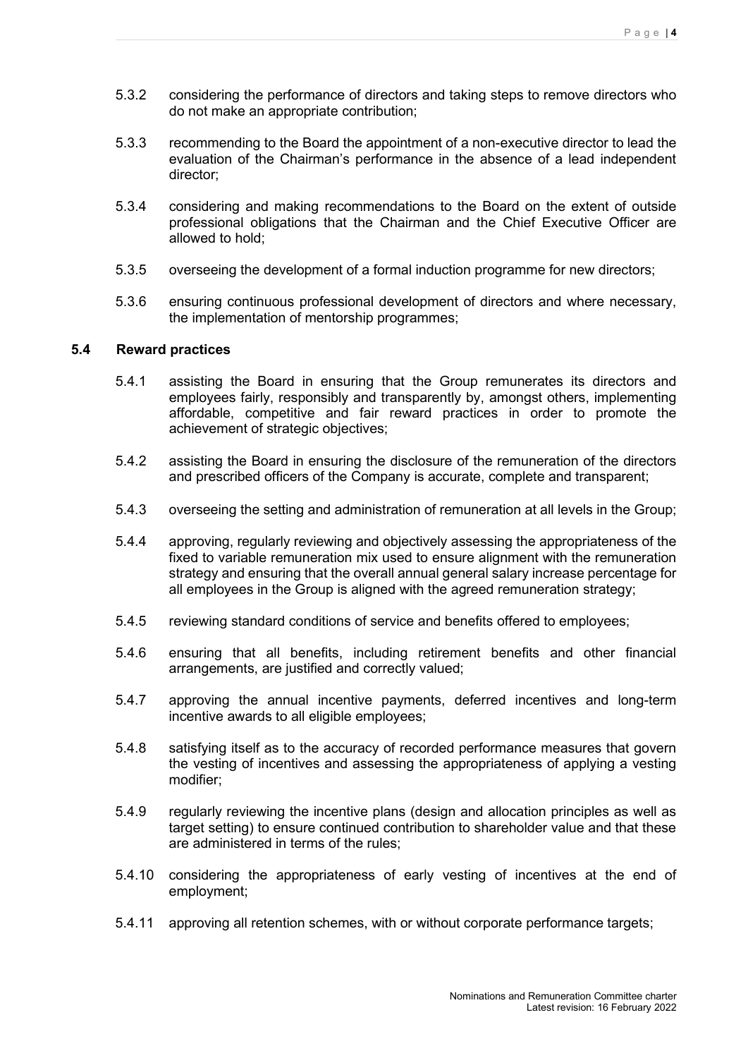5.3.2 considering the performance of directors and taking steps to remove directors who do not make an appropriate contribution;

5.3.3 recommending to the Board the appointment of a non-executive director to lead the evaluation of the Chairman's performance in the absence of a lead independent director;

5.3.4 considering and making recommendations to the Board on the extent of outside professional obligations that the Chairman and the Chief Executive Officer are allowed to hold;

5.3.5 overseeing the development of a formal induction programme for new directors;

5.3.6 ensuring continuous professional development of directors and where necessary, the implementation of mentorship programmes;

**5.4 Reward practices**

5.4.1 assisting the Board in ensuring that the Group remunerates its directors and employees fairly, responsibly and transparently by, amongst others, implementing affordable, competitive and fair reward practices in order to promote the achievement of strategic objectives;

5.4.2 assisting the Board in ensuring the disclosure of the remuneration of the directors and prescribed officers of the Company is accurate, complete and transparent;

5.4.3 overseeing the setting and administration of remuneration at all levels in the Group;

5.4.4 approving, regularly reviewing and objectively assessing the appropriateness of the fixed to variable remuneration mix used to ensure alignment with the remuneration strategy and ensuring that the overall annual general salary increase percentage for all employees in the Group is aligned with the agreed remuneration strategy;

5.4.5 reviewing standard conditions of service and benefits offered to employees;

5.4.6 ensuring that all benefits, including retirement benefits and other financial arrangements, are justified and correctly valued;

5.4.7 approving the annual incentive payments, deferred incentives and long-term incentive awards to all eligible employees;

5.4.8 satisfying itself as to the accuracy of recorded performance measures that govern the vesting of incentives and assessing the appropriateness of applying a vesting modifier;

5.4.9 regularly reviewing the incentive plans (design and allocation principles as well as target setting) to ensure continued contribution to shareholder value and that these are administered in terms of the rules;

5.4.10 considering the appropriateness of early vesting of incentives at the end of employment;

5.4.11 approving all retention schemes, with or without corporate performance targets;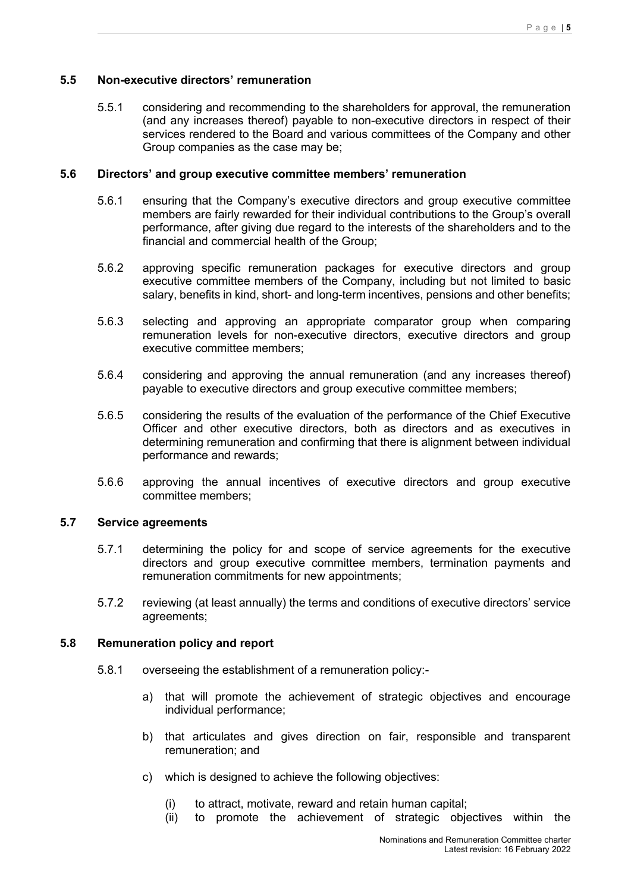### 5.5 Non-executive directors' remuneration

5.5.1 considering and recommending to the shareholders for approval, the remuneration (and any increases thereof) payable to non-executive directors in respect of their services rendered to the Board and various committees of the Company and other Group companies as the case may be;

### 5.6 Directors' and group executive committee members' remuneration

5.6.1 ensuring that the Company's executive directors and group executive committee members are fairly rewarded for their individual contributions to the Group's overall performance, after giving due regard to the interests of the shareholders and to the financial and commercial health of the Group;

5.6.2 approving specific remuneration packages for executive directors and group executive committee members of the Company, including but not limited to basic salary, benefits in kind, short- and long-term incentives, pensions and other benefits;

5.6.3 selecting and approving an appropriate comparator group when comparing remuneration levels for non-executive directors, executive directors and group executive committee members;

5.6.4 considering and approving the annual remuneration (and any increases thereof) payable to executive directors and group executive committee members;

5.6.5 considering the results of the evaluation of the performance of the Chief Executive Officer and other executive directors, both as directors and as executives in determining remuneration and confirming that there is alignment between individual performance and rewards;

5.6.6 approving the annual incentives of executive directors and group executive committee members;

### 5.7 Service agreements

5.7.1 determining the policy for and scope of service agreements for the executive directors and group executive committee members, termination payments and remuneration commitments for new appointments;

5.7.2 reviewing (at least annually) the terms and conditions of executive directors' service agreements;

### 5.8 Remuneration policy and report

5.8.1 overseeing the establishment of a remuneration policy:-

a) that will promote the achievement of strategic objectives and encourage individual performance;

b) that articulates and gives direction on fair, responsible and transparent remuneration; and

c) which is designed to achieve the following objectives:

(i) to attract, motivate, reward and retain human capital;
(ii) to promote the achievement of strategic objectives within the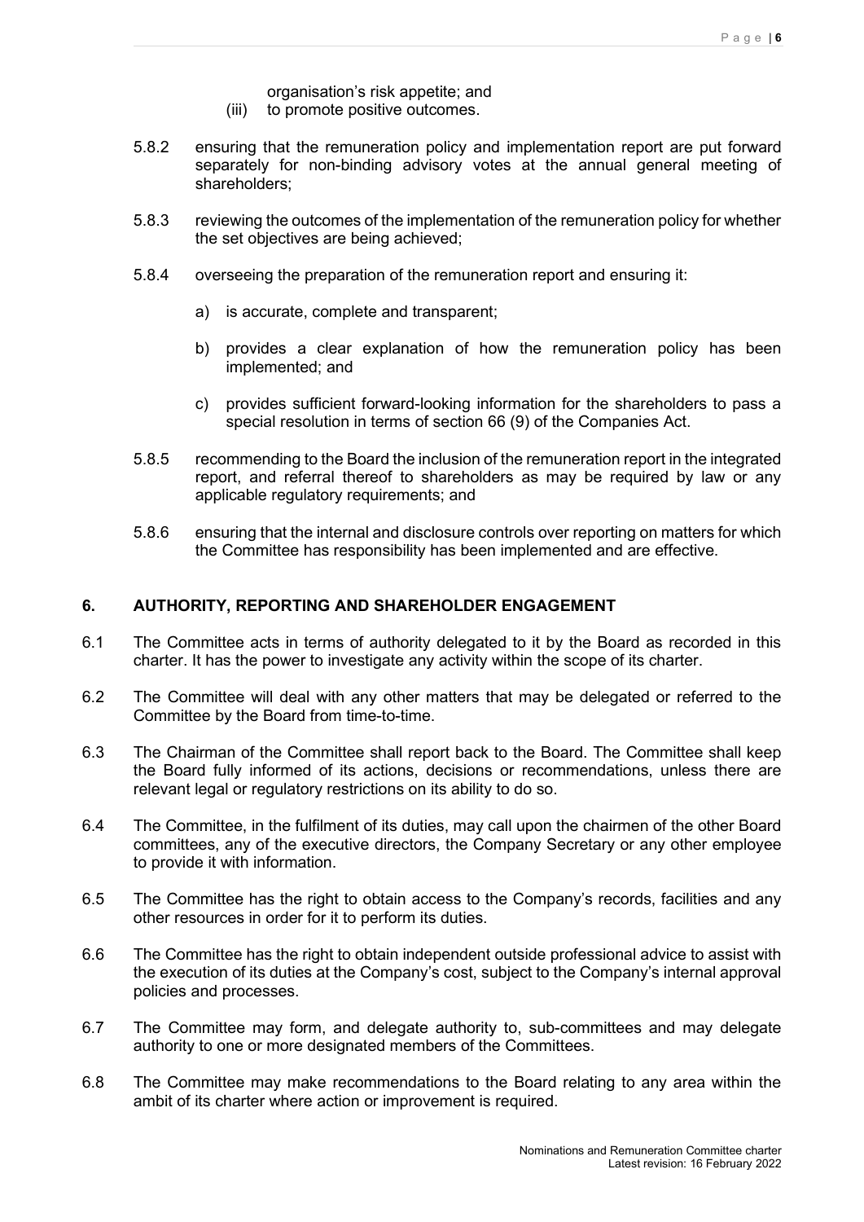organisation's risk appetite; and

(iii) to promote positive outcomes.

5.8.2 ensuring that the remuneration policy and implementation report are put forward separately for non-binding advisory votes at the annual general meeting of shareholders;

5.8.3 reviewing the outcomes of the implementation of the remuneration policy for whether the set objectives are being achieved;

5.8.4 overseeing the preparation of the remuneration report and ensuring it:

a) is accurate, complete and transparent;

b) provides a clear explanation of how the remuneration policy has been implemented; and

c) provides sufficient forward-looking information for the shareholders to pass a special resolution in terms of section 66 (9) of the Companies Act.

5.8.5 recommending to the Board the inclusion of the remuneration report in the integrated report, and referral thereof to shareholders as may be required by law or any applicable regulatory requirements; and

5.8.6 ensuring that the internal and disclosure controls over reporting on matters for which the Committee has responsibility has been implemented and are effective.

## 6. AUTHORITY, REPORTING AND SHAREHOLDER ENGAGEMENT

6.1 The Committee acts in terms of authority delegated to it by the Board as recorded in this charter. It has the power to investigate any activity within the scope of its charter.

6.2 The Committee will deal with any other matters that may be delegated or referred to the Committee by the Board from time-to-time.

6.3 The Chairman of the Committee shall report back to the Board. The Committee shall keep the Board fully informed of its actions, decisions or recommendations, unless there are relevant legal or regulatory restrictions on its ability to do so.

6.4 The Committee, in the fulfilment of its duties, may call upon the chairmen of the other Board committees, any of the executive directors, the Company Secretary or any other employee to provide it with information.

6.5 The Committee has the right to obtain access to the Company's records, facilities and any other resources in order for it to perform its duties.

6.6 The Committee has the right to obtain independent outside professional advice to assist with the execution of its duties at the Company's cost, subject to the Company's internal approval policies and processes.

6.7 The Committee may form, and delegate authority to, sub-committees and may delegate authority to one or more designated members of the Committees.

6.8 The Committee may make recommendations to the Board relating to any area within the ambit of its charter where action or improvement is required.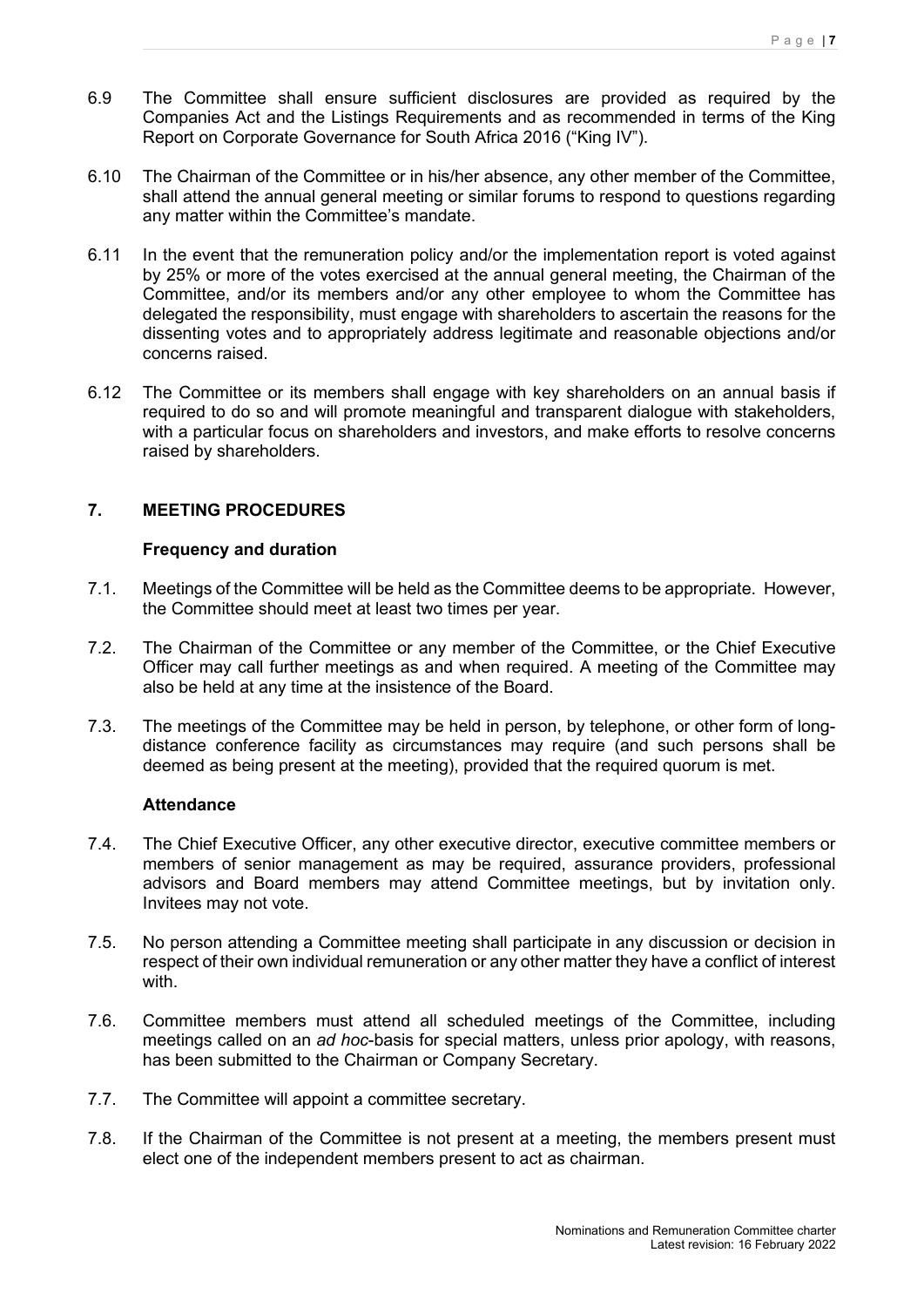6.9 The Committee shall ensure sufficient disclosures are provided as required by the Companies Act and the Listings Requirements and as recommended in terms of the King Report on Corporate Governance for South Africa 2016 ("King IV").

6.10 The Chairman of the Committee or in his/her absence, any other member of the Committee, shall attend the annual general meeting or similar forums to respond to questions regarding any matter within the Committee's mandate.

6.11 In the event that the remuneration policy and/or the implementation report is voted against by 25% or more of the votes exercised at the annual general meeting, the Chairman of the Committee, and/or its members and/or any other employee to whom the Committee has delegated the responsibility, must engage with shareholders to ascertain the reasons for the dissenting votes and to appropriately address legitimate and reasonable objections and/or concerns raised.

6.12 The Committee or its members shall engage with key shareholders on an annual basis if required to do so and will promote meaningful and transparent dialogue with stakeholders, with a particular focus on shareholders and investors, and make efforts to resolve concerns raised by shareholders.

## 7. MEETING PROCEDURES

### Frequency and duration

7.1. Meetings of the Committee will be held as the Committee deems to be appropriate. However, the Committee should meet at least two times per year.

7.2. The Chairman of the Committee or any member of the Committee, or the Chief Executive Officer may call further meetings as and when required. A meeting of the Committee may also be held at any time at the insistence of the Board.

7.3. The meetings of the Committee may be held in person, by telephone, or other form of long-distance conference facility as circumstances may require (and such persons shall be deemed as being present at the meeting), provided that the required quorum is met.

### Attendance

7.4. The Chief Executive Officer, any other executive director, executive committee members or members of senior management as may be required, assurance providers, professional advisors and Board members may attend Committee meetings, but by invitation only. Invitees may not vote.

7.5. No person attending a Committee meeting shall participate in any discussion or decision in respect of their own individual remuneration or any other matter they have a conflict of interest with.

7.6. Committee members must attend all scheduled meetings of the Committee, including meetings called on an *ad hoc*-basis for special matters, unless prior apology, with reasons, has been submitted to the Chairman or Company Secretary.

7.7. The Committee will appoint a committee secretary.

7.8. If the Chairman of the Committee is not present at a meeting, the members present must elect one of the independent members present to act as chairman.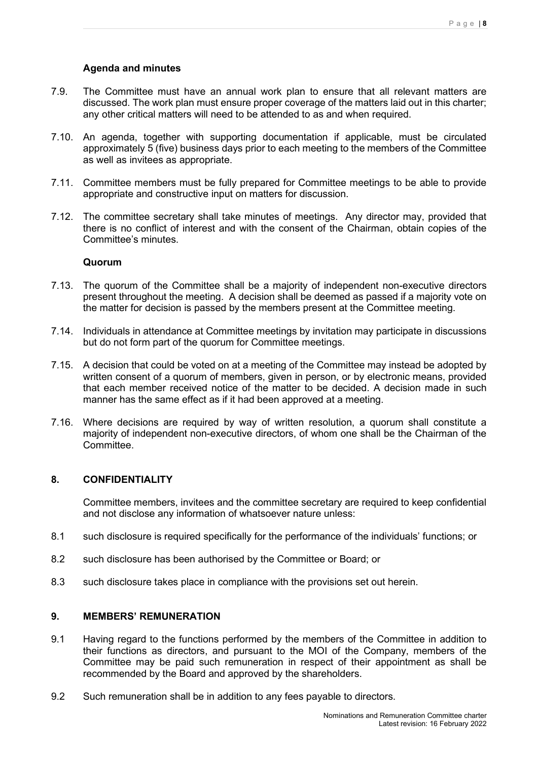**Agenda and minutes**

7.9. The Committee must have an annual work plan to ensure that all relevant matters are discussed. The work plan must ensure proper coverage of the matters laid out in this charter; any other critical matters will need to be attended to as and when required.

7.10. An agenda, together with supporting documentation if applicable, must be circulated approximately 5 (five) business days prior to each meeting to the members of the Committee as well as invitees as appropriate.

7.11. Committee members must be fully prepared for Committee meetings to be able to provide appropriate and constructive input on matters for discussion.

7.12. The committee secretary shall take minutes of meetings. Any director may, provided that there is no conflict of interest and with the consent of the Chairman, obtain copies of the Committee's minutes.

**Quorum**

7.13. The quorum of the Committee shall be a majority of independent non-executive directors present throughout the meeting. A decision shall be deemed as passed if a majority vote on the matter for decision is passed by the members present at the Committee meeting.

7.14. Individuals in attendance at Committee meetings by invitation may participate in discussions but do not form part of the quorum for Committee meetings.

7.15. A decision that could be voted on at a meeting of the Committee may instead be adopted by written consent of a quorum of members, given in person, or by electronic means, provided that each member received notice of the matter to be decided. A decision made in such manner has the same effect as if it had been approved at a meeting.

7.16. Where decisions are required by way of written resolution, a quorum shall constitute a majority of independent non-executive directors, of whom one shall be the Chairman of the Committee.

## 8. CONFIDENTIALITY

Committee members, invitees and the committee secretary are required to keep confidential and not disclose any information of whatsoever nature unless:

8.1 such disclosure is required specifically for the performance of the individuals' functions; or

8.2 such disclosure has been authorised by the Committee or Board; or

8.3 such disclosure takes place in compliance with the provisions set out herein.

## 9. MEMBERS' REMUNERATION

9.1 Having regard to the functions performed by the members of the Committee in addition to their functions as directors, and pursuant to the MOI of the Company, members of the Committee may be paid such remuneration in respect of their appointment as shall be recommended by the Board and approved by the shareholders.

9.2 Such remuneration shall be in addition to any fees payable to directors.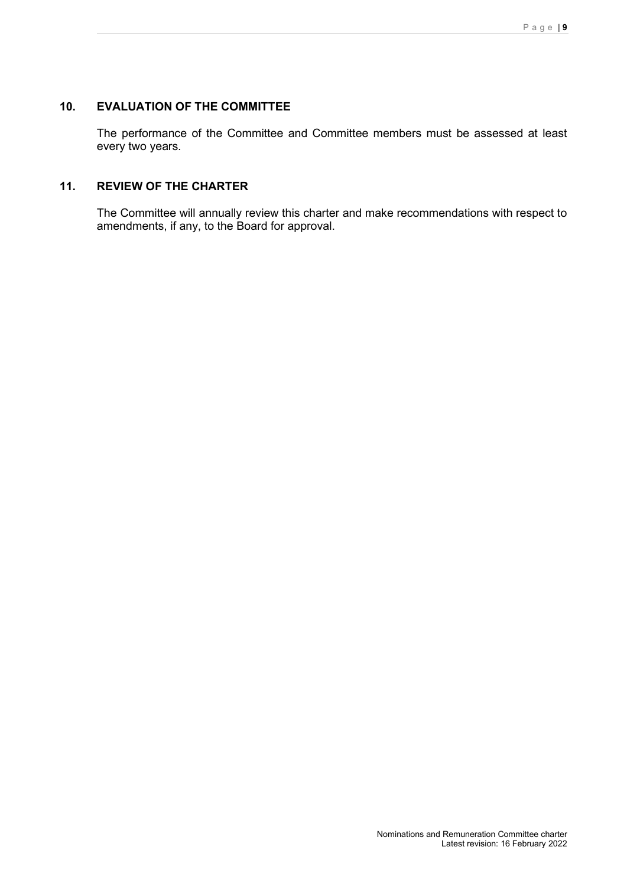## 10. EVALUATION OF THE COMMITTEE

The performance of the Committee and Committee members must be assessed at least every two years.

## 11. REVIEW OF THE CHARTER

The Committee will annually review this charter and make recommendations with respect to amendments, if any, to the Board for approval.